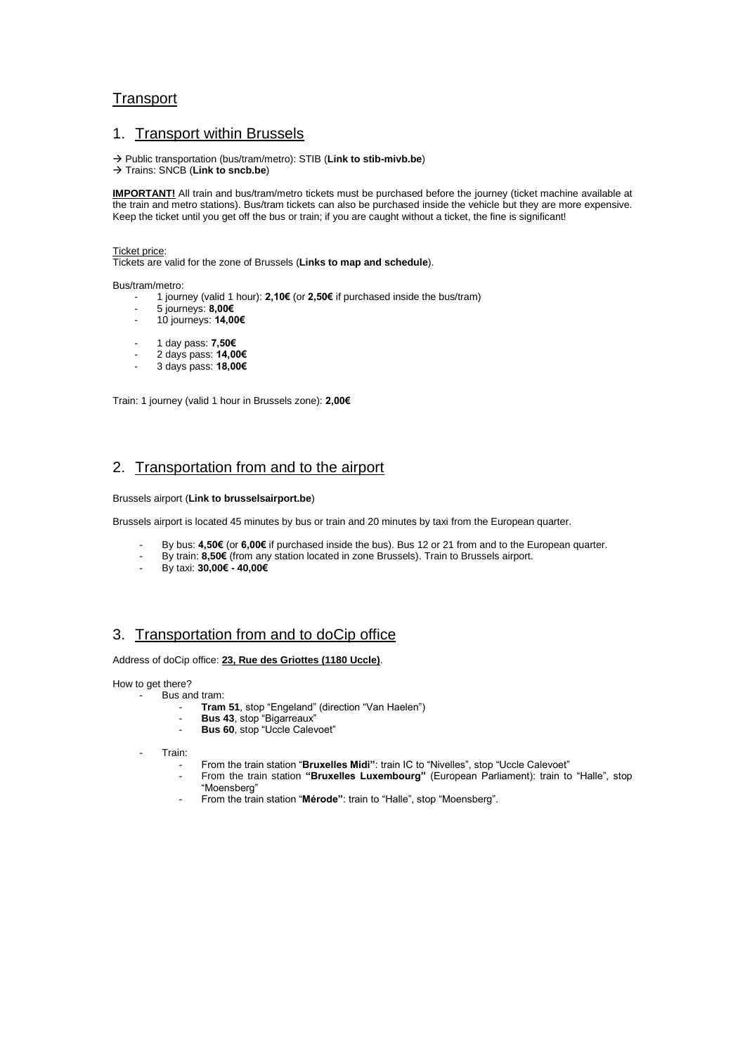# Transport

## 1. Transport within Brussels

→ Public transportation (bus/tram/metro): STIB (**Link to stib-mivb.be**)
→ Trains: SNCB (**Link to sncb.be**)

**IMPORTANT!** All train and bus/tram/metro tickets must be purchased before the journey (ticket machine available at the train and metro stations). Bus/tram tickets can also be purchased inside the vehicle but they are more expensive. Keep the ticket until you get off the bus or train; if you are caught without a ticket, the fine is significant!

Ticket price:
Tickets are valid for the zone of Brussels (**Links to map and schedule**).

Bus/tram/metro:

- 1 journey (valid 1 hour): **2,10€** (or **2,50€** if purchased inside the bus/tram)
- 5 journeys: **8,00€**
- 10 journeys: **14,00€**

- 1 day pass: **7,50€**
- 2 days pass: **14,00€**
- 3 days pass: **18,00€**

Train: 1 journey (valid 1 hour in Brussels zone): **2,00€**

## 2. Transportation from and to the airport

Brussels airport (**Link to brusselsairport.be**)

Brussels airport is located 45 minutes by bus or train and 20 minutes by taxi from the European quarter.

- By bus: **4,50€** (or **6,00€** if purchased inside the bus). Bus 12 or 21 from and to the European quarter.
- By train: **8,50€** (from any station located in zone Brussels). Train to Brussels airport.
- By taxi: **30,00€ - 40,00€**

## 3. Transportation from and to doCip office

Address of doCip office: **23, Rue des Griottes (1180 Uccle)**.

How to get there?

- Bus and tram:
    - **Tram 51**, stop "Engeland" (direction "Van Haelen")
    - **Bus 43**, stop "Bigarreaux"
    - **Bus 60**, stop "Uccle Calevoet"

- Train:
    - From the train station "**Bruxelles Midi**": train IC to "Nivelles", stop "Uccle Calevoet"
    - From the train station **"Bruxelles Luxembourg"** (European Parliament): train to "Halle", stop "Moensberg"
    - From the train station "**Mérode**": train to "Halle", stop "Moensberg".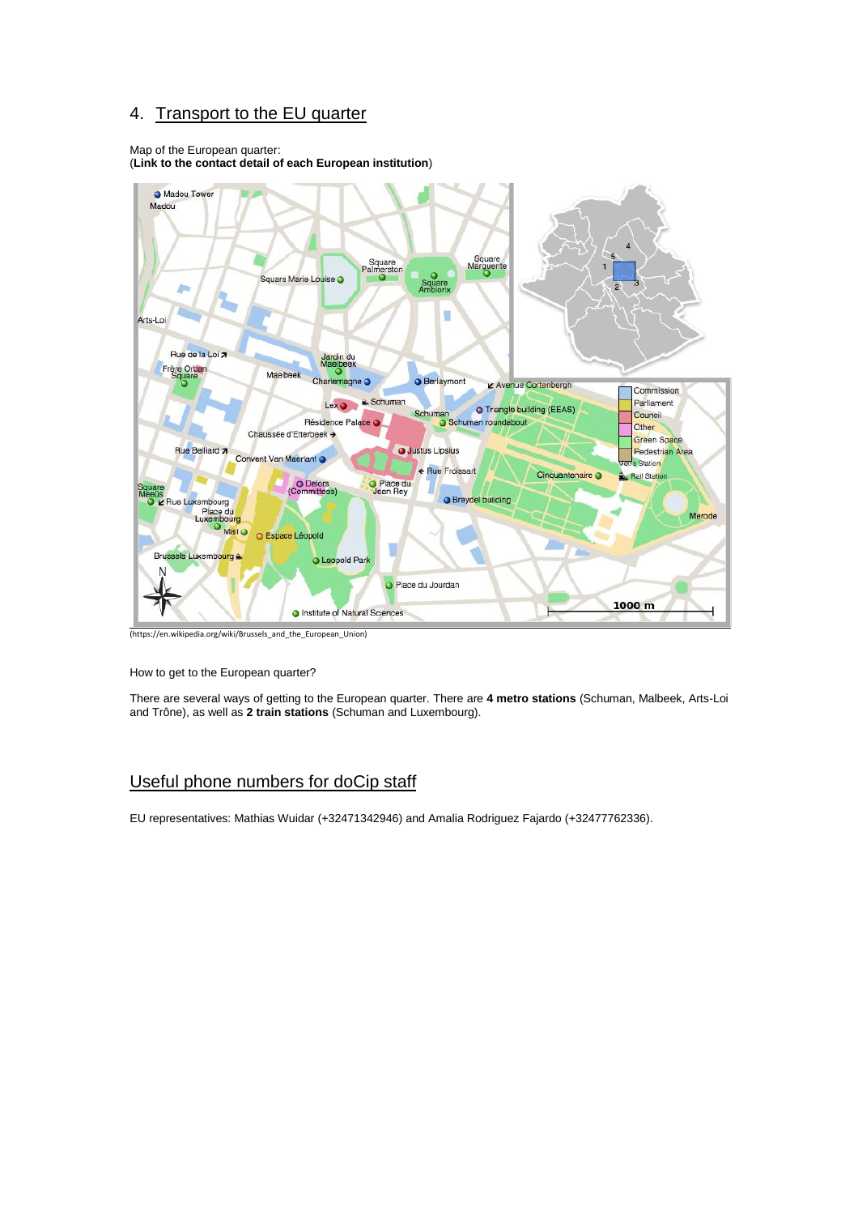## 4. Transport to the EU quarter

Map of the European quarter:
(**Link to the contact detail of each European institution**)

(https://en.wikipedia.org/wiki/Brussels_and_the_European_Union)

How to get to the European quarter?

There are several ways of getting to the European quarter. There are **4 metro stations** (Schuman, Malbeek, Arts-Loi and Trône), as well as **2 train stations** (Schuman and Luxembourg).

## Useful phone numbers for doCip staff

EU representatives: Mathias Wuidar (+32471342946) and Amalia Rodriguez Fajardo (+32477762336).